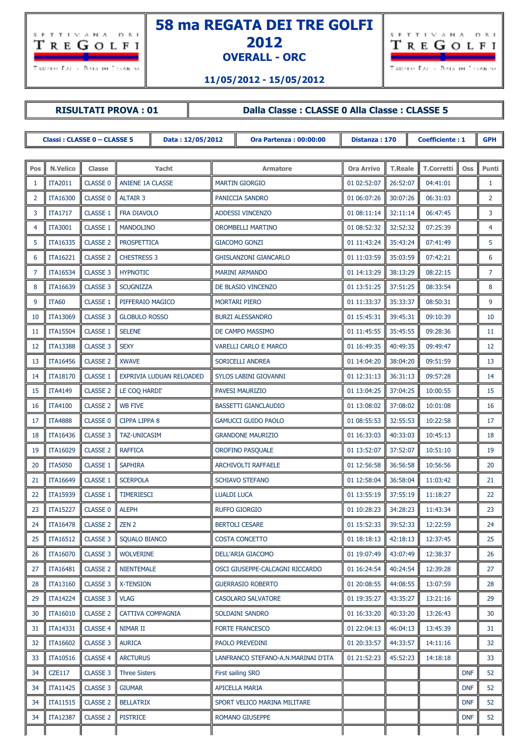# 58 ma REGATA DEI TRE GOLFI 2012

## OVERALL - ORC

**11/05/2012 - 15/05/2012**

**RISULTATI PROVA : 01** | **Dalla Classe : CLASSE 0 Alla Classe : CLASSE 5**

| Classi : CLASSE 0 – CLASSE 5 | Data : 12/05/2012 | Ora Partenza : 00:00:00 | Distanza : 170 | Coefficiente : 1 | GPH |
|---|---|---|---|---|---|

| Pos | N.Velico | Classe | Yacht | Armatore | Ora Arrivo | T.Reale | T.Corretti | Oss | Punti |
|---|---|---|---|---|---|---|---|---|---|
| 1 | ITA2011 | CLASSE 0 | ANIENE 1A CLASSE | MARTIN GIORGIO | 01 02:52:07 | 26:52:07 | 04:41:01 | | 1 |
| 2 | ITA16300 | CLASSE 0 | ALTAIR 3 | PANICCIA SANDRO | 01 06:07:26 | 30:07:26 | 06:31:03 | | 2 |
| 3 | ITA1717 | CLASSE 1 | FRA DIAVOLO | ADDESSI VINCENZO | 01 08:11:14 | 32:11:14 | 06:47:45 | | 3 |
| 4 | ITA3001 | CLASSE 1 | MANDOLINO | OROMBELLI MARTINO | 01 08:52:32 | 32:52:32 | 07:25:39 | | 4 |
| 5 | ITA16335 | CLASSE 2 | PROSPETTICA | GIACOMO GONZI | 01 11:43:24 | 35:43:24 | 07:41:49 | | 5 |
| 6 | ITA16221 | CLASSE 2 | CHESTRESS 3 | GHISLANZONI GIANCARLO | 01 11:03:59 | 35:03:59 | 07:42:21 | | 6 |
| 7 | ITA16534 | CLASSE 3 | HYPNOTIC | MARINI ARMANDO | 01 14:13:29 | 38:13:29 | 08:22:15 | | 7 |
| 8 | ITA16639 | CLASSE 3 | SCUGNIZZA | DE BLASIO VINCENZO | 01 13:51:25 | 37:51:25 | 08:33:54 | | 8 |
| 9 | ITA60 | CLASSE 1 | PIFFERAIO MAGICO | MORTARI PIERO | 01 11:33:37 | 35:33:37 | 08:50:31 | | 9 |
| 10 | ITA13069 | CLASSE 3 | GLOBULO ROSSO | BURZI ALESSANDRO | 01 15:45:31 | 39:45:31 | 09:10:39 | | 10 |
| 11 | ITA15504 | CLASSE 1 | SELENE | DE CAMPO MASSIMO | 01 11:45:55 | 35:45:55 | 09:28:36 | | 11 |
| 12 | ITA13388 | CLASSE 3 | SEXY | VARELLI CARLO E MARCO | 01 16:49:35 | 40:49:35 | 09:49:47 | | 12 |
| 13 | ITA16456 | CLASSE 2 | XWAVE | SORICELLI ANDREA | 01 14:04:20 | 38:04:20 | 09:51:59 | | 13 |
| 14 | ITA18170 | CLASSE 1 | EXPRIVIA LUDUAN RELOADED | SYLOS LABINI GIOVANNI | 01 12:31:13 | 36:31:13 | 09:57:28 | | 14 |
| 15 | ITA4149 | CLASSE 2 | LE COQ HARDI' | PAVESI MAURIZIO | 01 13:04:25 | 37:04:25 | 10:00:55 | | 15 |
| 16 | ITA4100 | CLASSE 2 | WB FIVE | BASSETTI GIANCLAUDIO | 01 13:08:02 | 37:08:02 | 10:01:08 | | 16 |
| 17 | ITA4888 | CLASSE 0 | CIPPA LIPPA 8 | GAMUCCI GUIDO PAOLO | 01 08:55:53 | 32:55:53 | 10:22:58 | | 17 |
| 18 | ITA16436 | CLASSE 3 | TAZ-UNICASIM | GRANDONE MAURIZIO | 01 16:33:03 | 40:33:03 | 10:45:13 | | 18 |
| 19 | ITA16029 | CLASSE 2 | RAFFICA | OROFINO PASQUALE | 01 13:52:07 | 37:52:07 | 10:51:10 | | 19 |
| 20 | ITA5050 | CLASSE 1 | SAPHIRA | ARCHIVOLTI RAFFAELE | 01 12:56:58 | 36:56:58 | 10:56:56 | | 20 |
| 21 | ITA16649 | CLASSE 1 | SCERPOLA | SCHIAVO STEFANO | 01 12:58:04 | 36:58:04 | 11:03:42 | | 21 |
| 22 | ITA15939 | CLASSE 1 | TIMERIESCI | LUALDI LUCA | 01 13:55:19 | 37:55:19 | 11:18:27 | | 22 |
| 23 | ITA15227 | CLASSE 0 | ALEPH | RUFFO GIORGIO | 01 10:28:23 | 34:28:23 | 11:43:34 | | 23 |
| 24 | ITA16478 | CLASSE 2 | ZEN 2 | BERTOLI CESARE | 01 15:52:33 | 39:52:33 | 12:22:59 | | 24 |
| 25 | ITA16512 | CLASSE 3 | SQUALO BIANCO | COSTA CONCETTO | 01 18:18:13 | 42:18:13 | 12:37:45 | | 25 |
| 26 | ITA16070 | CLASSE 3 | WOLVERINE | DELL'ARIA GIACOMO | 01 19:07:49 | 43:07:49 | 12:38:37 | | 26 |
| 27 | ITA16481 | CLASSE 2 | NIENTEMALE | OSCI GIUSEPPE-CALCAGNI RICCARDO | 01 16:24:54 | 40:24:54 | 12:39:28 | | 27 |
| 28 | ITA13160 | CLASSE 3 | X-TENSION | GUERRASIO ROBERTO | 01 20:08:55 | 44:08:55 | 13:07:59 | | 28 |
| 29 | ITA14224 | CLASSE 3 | VLAG | CASOLARO SALVATORE | 01 19:35:27 | 43:35:27 | 13:21:16 | | 29 |
| 30 | ITA16010 | CLASSE 2 | CATTIVA COMPAGNIA | SOLDAINI SANDRO | 01 16:33:20 | 40:33:20 | 13:26:43 | | 30 |
| 31 | ITA14331 | CLASSE 4 | NIMAR II | FORTE FRANCESCO | 01 22:04:13 | 46:04:13 | 13:45:39 | | 31 |
| 32 | ITA16602 | CLASSE 3 | AURICA | PAOLO PREVEDINI | 01 20:33:57 | 44:33:57 | 14:11:16 | | 32 |
| 33 | ITA10516 | CLASSE 4 | ARCTURUS | LANFRANCO STEFANO-A.N.MARINAI D'ITA | 01 21:52:23 | 45:52:23 | 14:18:18 | | 33 |
| 34 | CZE117 | CLASSE 3 | Three Sisters | First sailing SRO | | | | DNF | 52 |
| 34 | ITA11425 | CLASSE 3 | GIUMAR | APICELLA MARIA | | | | DNF | 52 |
| 34 | ITA11515 | CLASSE 2 | BELLATRIX | SPORT VELICO MARINA MILITARE | | | | DNF | 52 |
| 34 | ITA12387 | CLASSE 2 | PISTRICE | ROMANO GIUSEPPE | | | | DNF | 52 |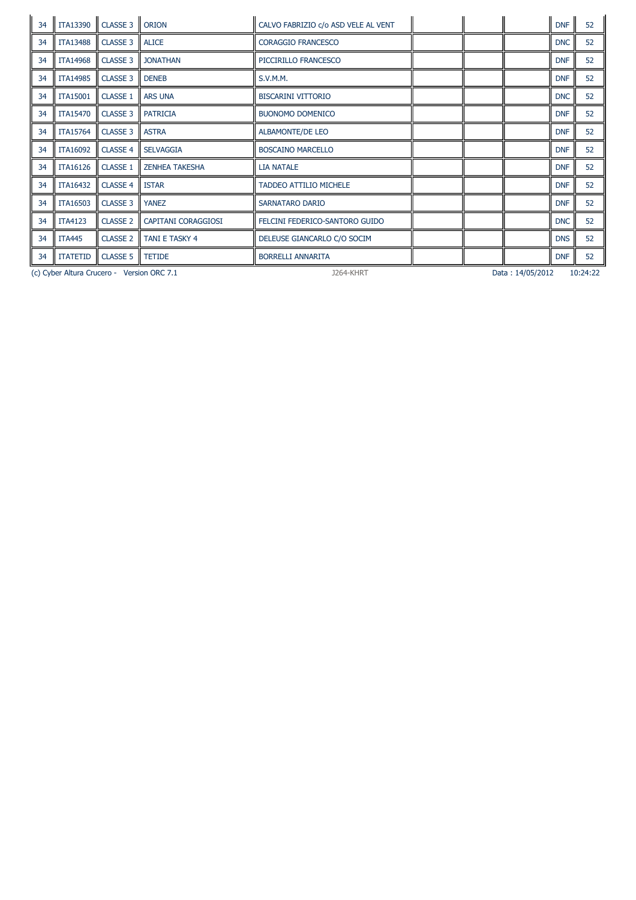| | | | | | | | | | |
|---|---|---|---|---|---|---|---|---|---|
| 34 | ITA13390 | CLASSE 3 | ORION | CALVO FABRIZIO c/o ASD VELE AL VENT | | | | DNF | 52 |
| 34 | ITA13488 | CLASSE 3 | ALICE | CORAGGIO FRANCESCO | | | | DNC | 52 |
| 34 | ITA14968 | CLASSE 3 | JONATHAN | PICCIRILLO FRANCESCO | | | | DNF | 52 |
| 34 | ITA14985 | CLASSE 3 | DENEB | S.V.M.M. | | | | DNF | 52 |
| 34 | ITA15001 | CLASSE 1 | ARS UNA | BISCARINI VITTORIO | | | | DNC | 52 |
| 34 | ITA15470 | CLASSE 3 | PATRICIA | BUONOMO DOMENICO | | | | DNF | 52 |
| 34 | ITA15764 | CLASSE 3 | ASTRA | ALBAMONTE/DE LEO | | | | DNF | 52 |
| 34 | ITA16092 | CLASSE 4 | SELVAGGIA | BOSCAINO MARCELLO | | | | DNF | 52 |
| 34 | ITA16126 | CLASSE 1 | ZENHEA TAKESHA | LIA NATALE | | | | DNF | 52 |
| 34 | ITA16432 | CLASSE 4 | ISTAR | TADDEO ATTILIO MICHELE | | | | DNF | 52 |
| 34 | ITA16503 | CLASSE 3 | YANEZ | SARNATARO DARIO | | | | DNF | 52 |
| 34 | ITA4123 | CLASSE 2 | CAPITANI CORAGGIOSI | FELCINI FEDERICO-SANTORO GUIDO | | | | DNC | 52 |
| 34 | ITA445 | CLASSE 2 | TANI E TASKY 4 | DELEUSE GIANCARLO C/O SOCIM | | | | DNS | 52 |
| 34 | ITATETID | CLASSE 5 | TETIDE | BORRELLI ANNARITA | | | | DNF | 52 |

(c) Cyber Altura Crucero - Version ORC 7.1 J264-KHRT Data : 14/05/2012 10:24:22